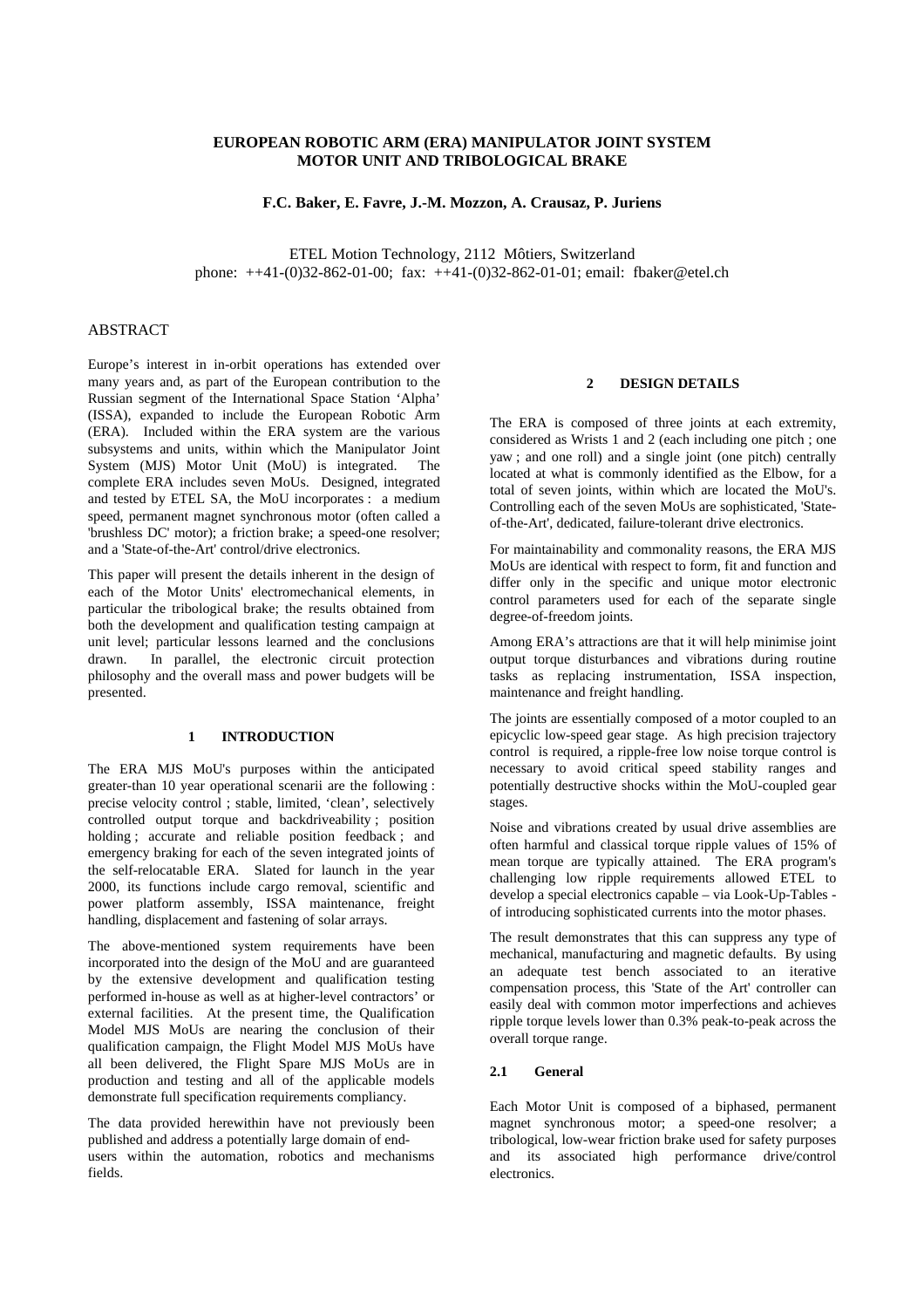# EUROPEAN ROBOTIC ARM (ERA) MANIPULATOR JOINT SYSTEM MOTOR UNIT AND TRIBOLOGICAL BRAKE

**F.C. Baker, E. Favre, J.-M. Mozzon, A. Crausaz, P. Juriens**

ETEL Motion Technology, 2112 Môtiers, Switzerland
phone: ++41-(0)32-862-01-00; fax: ++41-(0)32-862-01-01; email: fbaker@etel.ch

## ABSTRACT

Europe's interest in in-orbit operations has extended over many years and, as part of the European contribution to the Russian segment of the International Space Station 'Alpha' (ISSA), expanded to include the European Robotic Arm (ERA). Included within the ERA system are the various subsystems and units, within which the Manipulator Joint System (MJS) Motor Unit (MoU) is integrated. The complete ERA includes seven MoUs. Designed, integrated and tested by ETEL SA, the MoU incorporates : a medium speed, permanent magnet synchronous motor (often called a 'brushless DC' motor); a friction brake; a speed-one resolver; and a 'State-of-the-Art' control/drive electronics.

This paper will present the details inherent in the design of each of the Motor Units' electromechanical elements, in particular the tribological brake; the results obtained from both the development and qualification testing campaign at unit level; particular lessons learned and the conclusions drawn. In parallel, the electronic circuit protection philosophy and the overall mass and power budgets will be presented.

## 1 INTRODUCTION

The ERA MJS MoU's purposes within the anticipated greater-than 10 year operational scenarii are the following : precise velocity control ; stable, limited, 'clean', selectively controlled output torque and backdriveability ; position holding ; accurate and reliable position feedback ; and emergency braking for each of the seven integrated joints of the self-relocatable ERA. Slated for launch in the year 2000, its functions include cargo removal, scientific and power platform assembly, ISSA maintenance, freight handling, displacement and fastening of solar arrays.

The above-mentioned system requirements have been incorporated into the design of the MoU and are guaranteed by the extensive development and qualification testing performed in-house as well as at higher-level contractors' or external facilities. At the present time, the Qualification Model MJS MoUs are nearing the conclusion of their qualification campaign, the Flight Model MJS MoUs have all been delivered, the Flight Spare MJS MoUs are in production and testing and all of the applicable models demonstrate full specification requirements compliancy.

The data provided herewithin have not previously been published and address a potentially large domain of end-users within the automation, robotics and mechanisms fields.

## 2 DESIGN DETAILS

The ERA is composed of three joints at each extremity, considered as Wrists 1 and 2 (each including one pitch ; one yaw ; and one roll) and a single joint (one pitch) centrally located at what is commonly identified as the Elbow, for a total of seven joints, within which are located the MoU's. Controlling each of the seven MoUs are sophisticated, 'State-of-the-Art', dedicated, failure-tolerant drive electronics.

For maintainability and commonality reasons, the ERA MJS MoUs are identical with respect to form, fit and function and differ only in the specific and unique motor electronic control parameters used for each of the separate single degree-of-freedom joints.

Among ERA's attractions are that it will help minimise joint output torque disturbances and vibrations during routine tasks as replacing instrumentation, ISSA inspection, maintenance and freight handling.

The joints are essentially composed of a motor coupled to an epicyclic low-speed gear stage. As high precision trajectory control is required, a ripple-free low noise torque control is necessary to avoid critical speed stability ranges and potentially destructive shocks within the MoU-coupled gear stages.

Noise and vibrations created by usual drive assemblies are often harmful and classical torque ripple values of 15% of mean torque are typically attained. The ERA program's challenging low ripple requirements allowed ETEL to develop a special electronics capable – via Look-Up-Tables - of introducing sophisticated currents into the motor phases.

The result demonstrates that this can suppress any type of mechanical, manufacturing and magnetic defaults. By using an adequate test bench associated to an iterative compensation process, this 'State of the Art' controller can easily deal with common motor imperfections and achieves ripple torque levels lower than 0.3% peak-to-peak across the overall torque range.

### 2.1 General

Each Motor Unit is composed of a biphased, permanent magnet synchronous motor; a speed-one resolver; a tribological, low-wear friction brake used for safety purposes and its associated high performance drive/control electronics.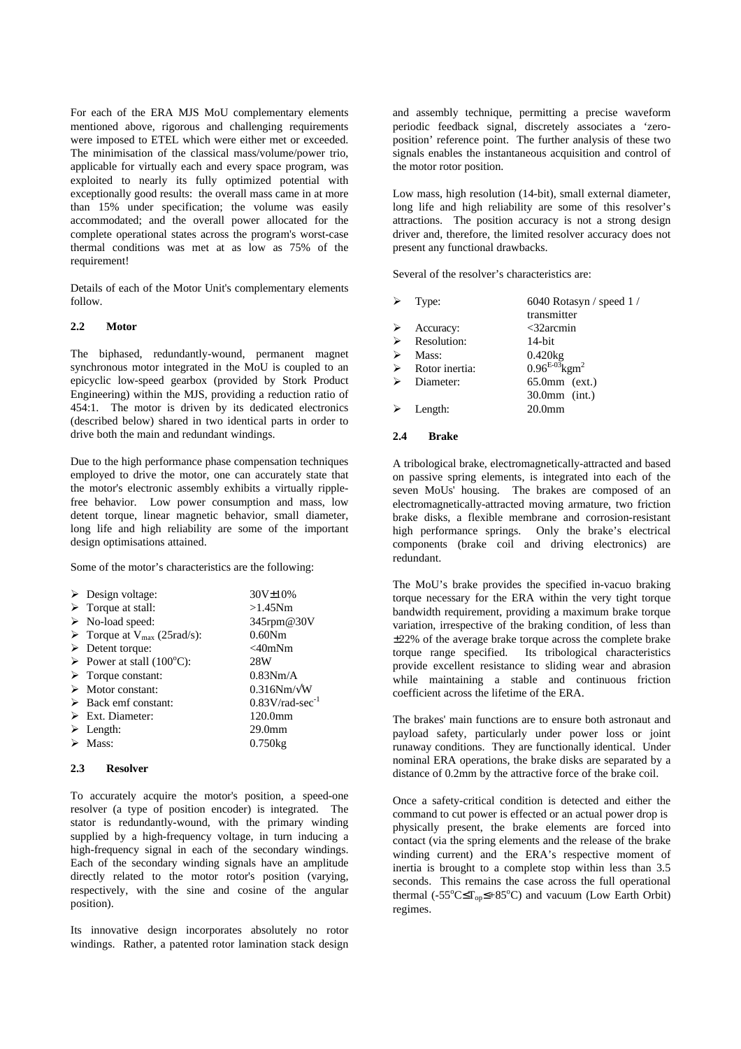For each of the ERA MJS MoU complementary elements mentioned above, rigorous and challenging requirements were imposed to ETEL which were either met or exceeded. The minimisation of the classical mass/volume/power trio, applicable for virtually each and every space program, was exploited to nearly its fully optimized potential with exceptionally good results: the overall mass came in at more than 15% under specification; the volume was easily accommodated; and the overall power allocated for the complete operational states across the program's worst-case thermal conditions was met at as low as 75% of the requirement!

Details of each of the Motor Unit's complementary elements follow.

### 2.2 Motor

The biphased, redundantly-wound, permanent magnet synchronous motor integrated in the MoU is coupled to an epicyclic low-speed gearbox (provided by Stork Product Engineering) within the MJS, providing a reduction ratio of 454:1. The motor is driven by its dedicated electronics (described below) shared in two identical parts in order to drive both the main and redundant windings.

Due to the high performance phase compensation techniques employed to drive the motor, one can accurately state that the motor's electronic assembly exhibits a virtually ripple-free behavior. Low power consumption and mass, low detent torque, linear magnetic behavior, small diameter, long life and high reliability are some of the important design optimisations attained.

Some of the motor's characteristics are the following:

- Design voltage: 30V±10%
- Torque at stall: >1.45Nm
- No-load speed: 345rpm@30V
- Torque at $V_{max}$ (25rad/s): 0.60Nm
- Detent torque: <40mNm
- Power at stall (100°C): 28W
- Torque constant: 0.83Nm/A
- Motor constant: 0.316Nm/√W
- Back emf constant: 0.83V/rad-sec$^{-1}$
- Ext. Diameter: 120.0mm
- Length: 29.0mm
- Mass: 0.750kg

### 2.3 Resolver

To accurately acquire the motor's position, a speed-one resolver (a type of position encoder) is integrated. The stator is redundantly-wound, with the primary winding supplied by a high-frequency voltage, in turn inducing a high-frequency signal in each of the secondary windings. Each of the secondary winding signals have an amplitude directly related to the motor rotor's position (varying, respectively, with the sine and cosine of the angular position).

Its innovative design incorporates absolutely no rotor windings. Rather, a patented rotor lamination stack design and assembly technique, permitting a precise waveform periodic feedback signal, discretely associates a 'zero-position' reference point. The further analysis of these two signals enables the instantaneous acquisition and control of the motor rotor position.

Low mass, high resolution (14-bit), small external diameter, long life and high reliability are some of this resolver's attractions. The position accuracy is not a strong design driver and, therefore, the limited resolver accuracy does not present any functional drawbacks.

Several of the resolver's characteristics are:

- Type: 6040 Rotasyn / speed 1 / transmitter
- Accuracy: <32arcmin
- Resolution: 14-bit
- Mass: 0.420kg
- Rotor inertia: $0.96^{E-03}$kgm$^2$
- Diameter: 65.0mm (ext.) 30.0mm (int.)
- Length: 20.0mm

### 2.4 Brake

A tribological brake, electromagnetically-attracted and based on passive spring elements, is integrated into each of the seven MoUs' housing. The brakes are composed of an electromagnetically-attracted moving armature, two friction brake disks, a flexible membrane and corrosion-resistant high performance springs. Only the brake's electrical components (brake coil and driving electronics) are redundant.

The MoU's brake provides the specified in-vacuo braking torque necessary for the ERA within the very tight torque bandwidth requirement, providing a maximum brake torque variation, irrespective of the braking condition, of less than ±22% of the average brake torque across the complete brake torque range specified. Its tribological characteristics provide excellent resistance to sliding wear and abrasion while maintaining a stable and continuous friction coefficient across the lifetime of the ERA.

The brakes' main functions are to ensure both astronaut and payload safety, particularly under power loss or joint runaway conditions. They are functionally identical. Under nominal ERA operations, the brake disks are separated by a distance of 0.2mm by the attractive force of the brake coil.

Once a safety-critical condition is detected and either the command to cut power is effected or an actual power drop is physically present, the brake elements are forced into contact (via the spring elements and the release of the brake winding current) and the ERA's respective moment of inertia is brought to a complete stop within less than 3.5 seconds. This remains the case across the full operational thermal ($-55^{o}C \leq T_{op} \leq +85^{o}C$) and vacuum (Low Earth Orbit) regimes.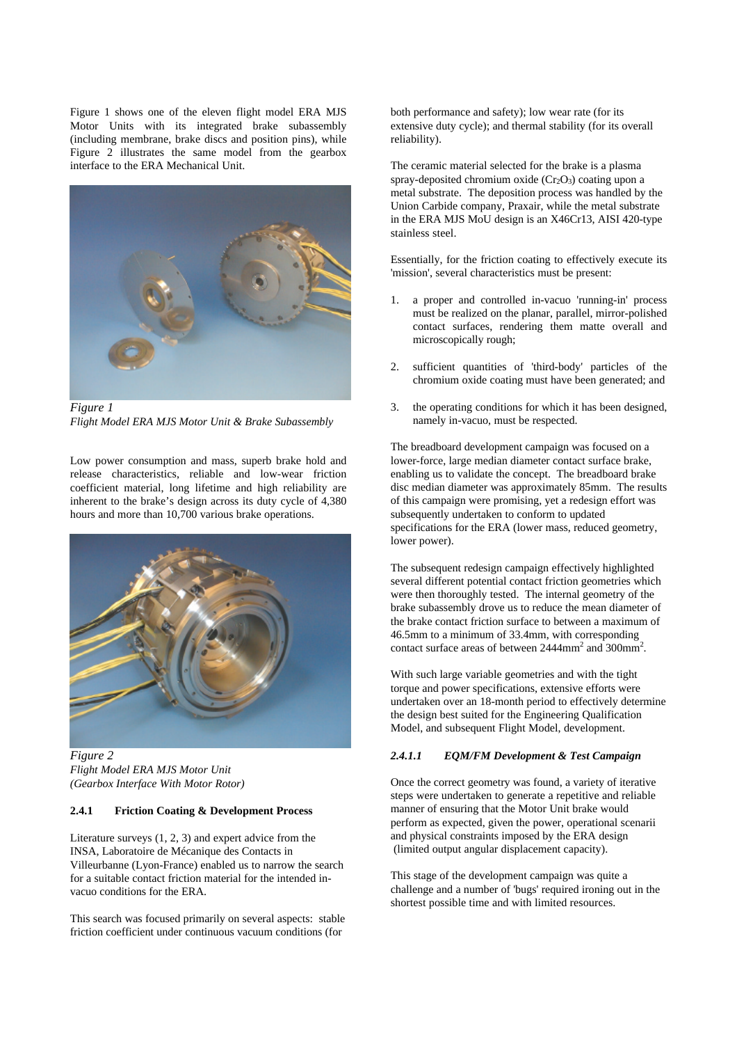Figure 1 shows one of the eleven flight model ERA MJS Motor Units with its integrated brake subassembly (including membrane, brake discs and position pins), while Figure 2 illustrates the same model from the gearbox interface to the ERA Mechanical Unit.

*Figure 1*
*Flight Model ERA MJS Motor Unit & Brake Subassembly*

Low power consumption and mass, superb brake hold and release characteristics, reliable and low-wear friction coefficient material, long lifetime and high reliability are inherent to the brake's design across its duty cycle of 4,380 hours and more than 10,700 various brake operations.

*Figure 2*
*Flight Model ERA MJS Motor Unit*
*(Gearbox Interface With Motor Rotor)*

### 2.4.1 Friction Coating & Development Process

Literature surveys (1, 2, 3) and expert advice from the INSA, Laboratoire de Mécanique des Contacts in Villeurbanne (Lyon-France) enabled us to narrow the search for a suitable contact friction material for the intended in-vacuo conditions for the ERA.

This search was focused primarily on several aspects: stable friction coefficient under continuous vacuum conditions (for both performance and safety); low wear rate (for its extensive duty cycle); and thermal stability (for its overall reliability).

The ceramic material selected for the brake is a plasma spray-deposited chromium oxide ($Cr_2O_3$) coating upon a metal substrate. The deposition process was handled by the Union Carbide company, Praxair, while the metal substrate in the ERA MJS MoU design is an X46Cr13, AISI 420-type stainless steel.

Essentially, for the friction coating to effectively execute its 'mission', several characteristics must be present:

1. a proper and controlled in-vacuo 'running-in' process must be realized on the planar, parallel, mirror-polished contact surfaces, rendering them matte overall and microscopically rough;

2. sufficient quantities of 'third-body' particles of the chromium oxide coating must have been generated; and

3. the operating conditions for which it has been designed, namely in-vacuo, must be respected.

The breadboard development campaign was focused on a lower-force, large median diameter contact surface brake, enabling us to validate the concept. The breadboard brake disc median diameter was approximately 85mm. The results of this campaign were promising, yet a redesign effort was subsequently undertaken to conform to updated specifications for the ERA (lower mass, reduced geometry, lower power).

The subsequent redesign campaign effectively highlighted several different potential contact friction geometries which were then thoroughly tested. The internal geometry of the brake subassembly drove us to reduce the mean diameter of the brake contact friction surface to between a maximum of 46.5mm to a minimum of 33.4mm, with corresponding contact surface areas of between 2444mm$^2$ and 300mm$^2$.

With such large variable geometries and with the tight torque and power specifications, extensive efforts were undertaken over an 18-month period to effectively determine the design best suited for the Engineering Qualification Model, and subsequent Flight Model, development.

#### *2.4.1.1 EQM/FM Development & Test Campaign*

Once the correct geometry was found, a variety of iterative steps were undertaken to generate a repetitive and reliable manner of ensuring that the Motor Unit brake would perform as expected, given the power, operational scenarii and physical constraints imposed by the ERA design (limited output angular displacement capacity).

This stage of the development campaign was quite a challenge and a number of 'bugs' required ironing out in the shortest possible time and with limited resources.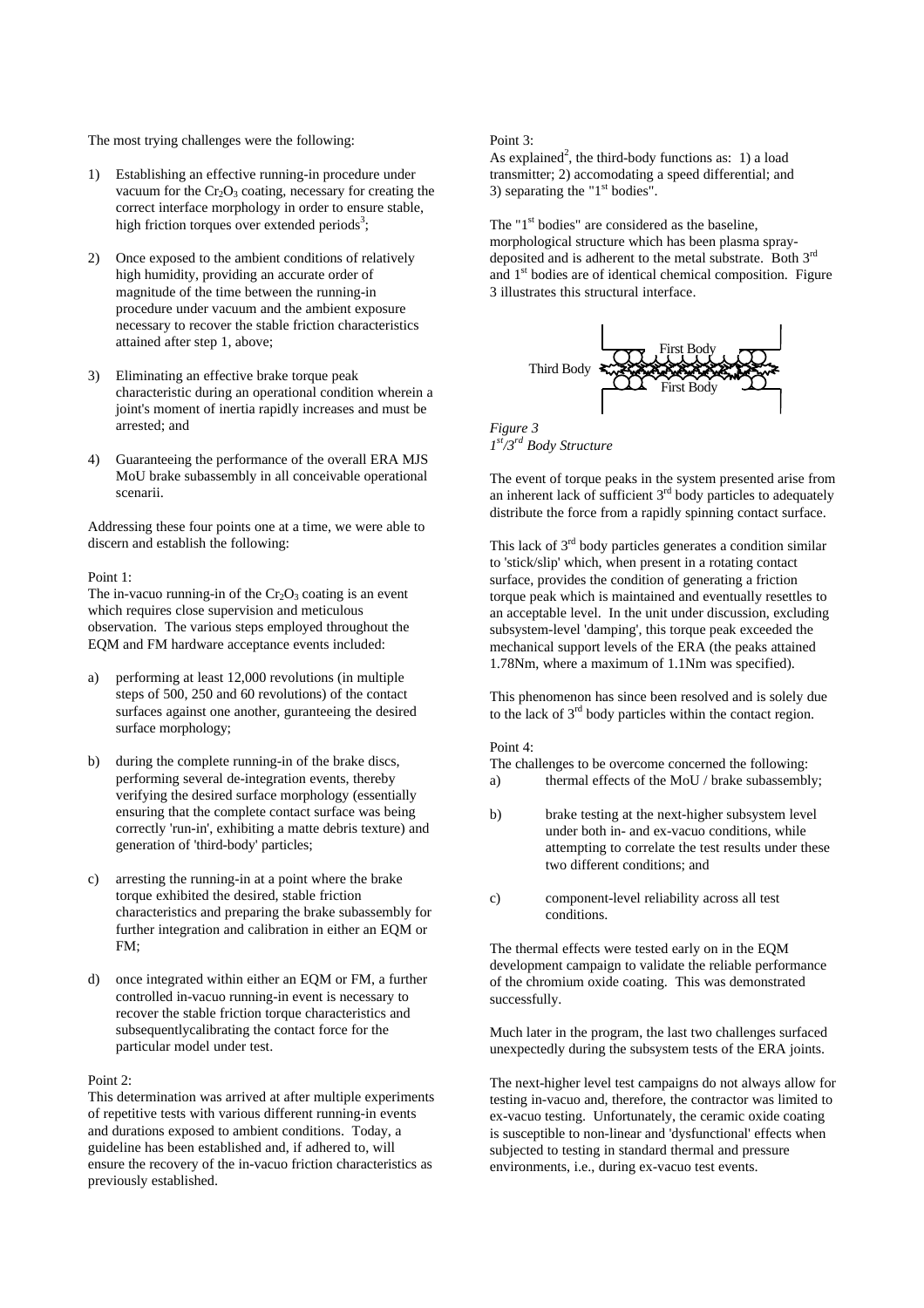The most trying challenges were the following:

1) Establishing an effective running-in procedure under vacuum for the $Cr_2O_3$ coating, necessary for creating the correct interface morphology in order to ensure stable, high friction torques over extended periods[3];

2) Once exposed to the ambient conditions of relatively high humidity, providing an accurate order of magnitude of the time between the running-in procedure under vacuum and the ambient exposure necessary to recover the stable friction characteristics attained after step 1, above;

3) Eliminating an effective brake torque peak characteristic during an operational condition wherein a joint's moment of inertia rapidly increases and must be arrested; and

4) Guaranteeing the performance of the overall ERA MJS MoU brake subassembly in all conceivable operational scenarii.

Addressing these four points one at a time, we were able to discern and establish the following:

Point 1:
The in-vacuo running-in of the $Cr_2O_3$ coating is an event which requires close supervision and meticulous observation. The various steps employed throughout the EQM and FM hardware acceptance events included:

a) performing at least 12,000 revolutions (in multiple steps of 500, 250 and 60 revolutions) of the contact surfaces against one another, guranteeing the desired surface morphology;

b) during the complete running-in of the brake discs, performing several de-integration events, thereby verifying the desired surface morphology (essentially ensuring that the complete contact surface was being correctly 'run-in', exhibiting a matte debris texture) and generation of 'third-body' particles;

c) arresting the running-in at a point where the brake torque exhibited the desired, stable friction characteristics and preparing the brake subassembly for further integration and calibration in either an EQM or FM;

d) once integrated within either an EQM or FM, a further controlled in-vacuo running-in event is necessary to recover the stable friction torque characteristics and subsequentlycalibrating the contact force for the particular model under test.

Point 2:
This determination was arrived at after multiple experiments of repetitive tests with various different running-in events and durations exposed to ambient conditions. Today, a guideline has been established and, if adhered to, will ensure the recovery of the in-vacuo friction characteristics as previously established.

Point 3:
As explained[2], the third-body functions as: 1) a load transmitter; 2) accomodating a speed differential; and 3) separating the "1st bodies".

The "1st bodies" are considered as the baseline, morphological structure which has been plasma spray-deposited and is adherent to the metal substrate. Both 3rd and 1st bodies are of identical chemical composition. Figure 3 illustrates this structural interface.

*Figure 3*
*1st/3rd Body Structure*

The event of torque peaks in the system presented arise from an inherent lack of sufficient 3rd body particles to adequately distribute the force from a rapidly spinning contact surface.

This lack of 3rd body particles generates a condition similar to 'stick/slip' which, when present in a rotating contact surface, provides the condition of generating a friction torque peak which is maintained and eventually resettles to an acceptable level. In the unit under discussion, excluding subsystem-level 'damping', this torque peak exceeded the mechanical support levels of the ERA (the peaks attained 1.78Nm, where a maximum of 1.1Nm was specified).

This phenomenon has since been resolved and is solely due to the lack of 3rd body particles within the contact region.

Point 4:
The challenges to be overcome concerned the following:

a) thermal effects of the MoU / brake subassembly;

b) brake testing at the next-higher subsystem level under both in- and ex-vacuo conditions, while attempting to correlate the test results under these two different conditions; and

c) component-level reliability across all test conditions.

The thermal effects were tested early on in the EQM development campaign to validate the reliable performance of the chromium oxide coating. This was demonstrated successfully.

Much later in the program, the last two challenges surfaced unexpectedly during the subsystem tests of the ERA joints.

The next-higher level test campaigns do not always allow for testing in-vacuo and, therefore, the contractor was limited to ex-vacuo testing. Unfortunately, the ceramic oxide coating is susceptible to non-linear and 'dysfunctional' effects when subjected to testing in standard thermal and pressure environments, i.e., during ex-vacuo test events.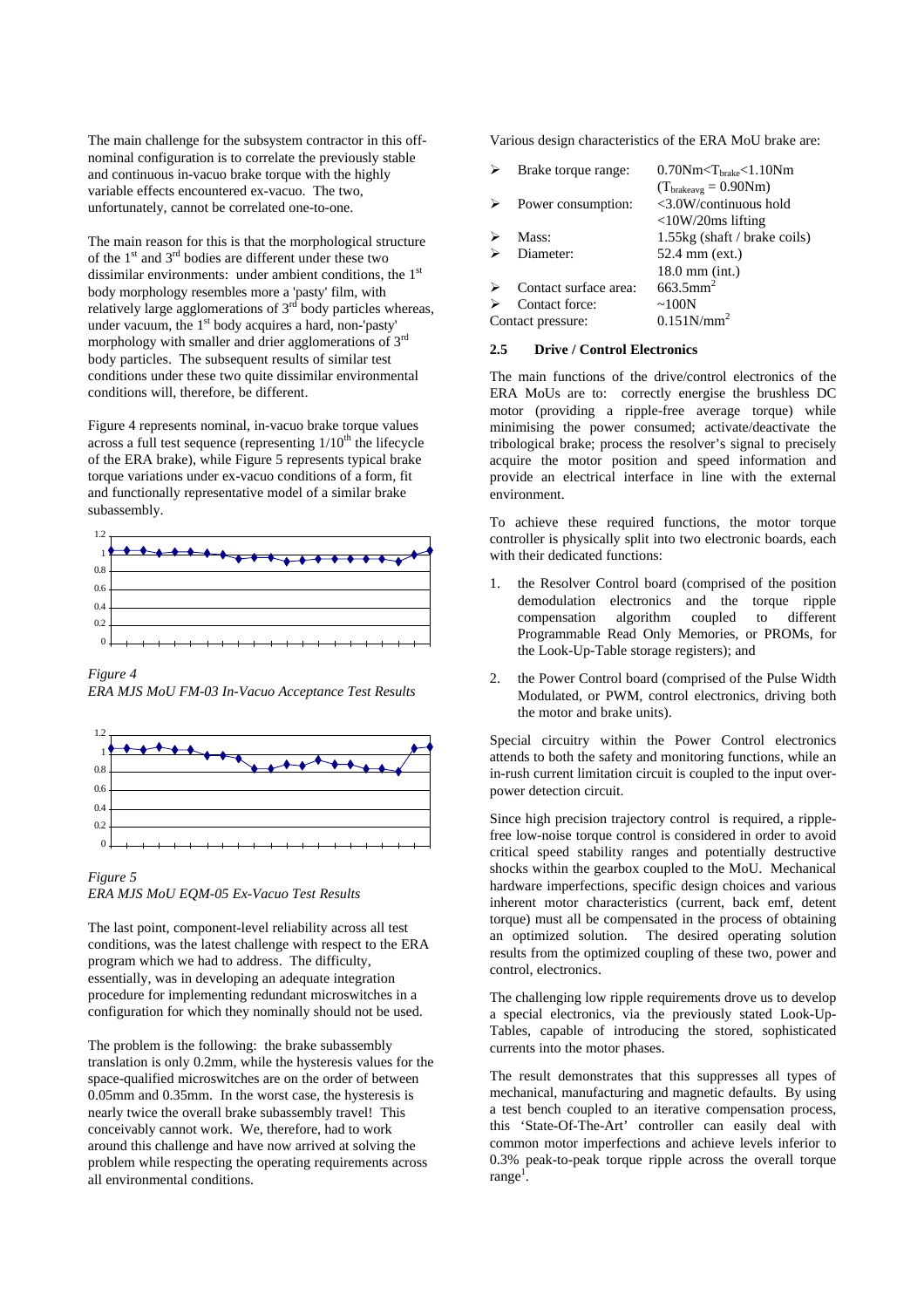The main challenge for the subsystem contractor in this off-nominal configuration is to correlate the previously stable and continuous in-vacuo brake torque with the highly variable effects encountered ex-vacuo. The two, unfortunately, cannot be correlated one-to-one.

The main reason for this is that the morphological structure of the 1st and 3rd bodies are different under these two dissimilar environments: under ambient conditions, the 1st body morphology resembles more a 'pasty' film, with relatively large agglomerations of 3rd body particles whereas, under vacuum, the 1st body acquires a hard, non-'pasty' morphology with smaller and drier agglomerations of 3rd body particles. The subsequent results of similar test conditions under these two quite dissimilar environmental conditions will, therefore, be different.

Figure 4 represents nominal, in-vacuo brake torque values across a full test sequence (representing 1/10th the lifecycle of the ERA brake), while Figure 5 represents typical brake torque variations under ex-vacuo conditions of a form, fit and functionally representative model of a similar brake subassembly.

*Figure 4*
*ERA MJS MoU FM-03 In-Vacuo Acceptance Test Results*

*Figure 5*
*ERA MJS MoU EQM-05 Ex-Vacuo Test Results*

The last point, component-level reliability across all test conditions, was the latest challenge with respect to the ERA program which we had to address. The difficulty, essentially, was in developing an adequate integration procedure for implementing redundant microswitches in a configuration for which they nominally should not be used.

The problem is the following: the brake subassembly translation is only 0.2mm, while the hysteresis values for the space-qualified microswitches are on the order of between 0.05mm and 0.35mm. In the worst case, the hysteresis is nearly twice the overall brake subassembly travel! This conceivably cannot work. We, therefore, had to work around this challenge and have now arrived at solving the problem while respecting the operating requirements across all environmental conditions.

Various design characteristics of the ERA MoU brake are:

- Brake torque range: $0.70\text{Nm} < T_{brake} < 1.10\text{Nm}$ ($T_{brakeavg} = 0.90\text{Nm}$)
- Power consumption: <3.0W/continuous hold, <10W/20ms lifting
- Mass: 1.55kg (shaft / brake coils)
- Diameter: 52.4 mm (ext.), 18.0 mm (int.)
- Contact surface area: $663.5\text{mm}^2$
- Contact force: ~100N

Contact pressure: $0.151\text{N/mm}^2$

### 2.5 Drive / Control Electronics

The main functions of the drive/control electronics of the ERA MoUs are to: correctly energise the brushless DC motor (providing a ripple-free average torque) while minimising the power consumed; activate/deactivate the tribological brake; process the resolver's signal to precisely acquire the motor position and speed information and provide an electrical interface in line with the external environment.

To achieve these required functions, the motor torque controller is physically split into two electronic boards, each with their dedicated functions:

1. the Resolver Control board (comprised of the position demodulation electronics and the torque ripple compensation algorithm coupled to different Programmable Read Only Memories, or PROMs, for the Look-Up-Table storage registers); and

2. the Power Control board (comprised of the Pulse Width Modulated, or PWM, control electronics, driving both the motor and brake units).

Special circuitry within the Power Control electronics attends to both the safety and monitoring functions, while an in-rush current limitation circuit is coupled to the input over-power detection circuit.

Since high precision trajectory control is required, a ripple-free low-noise torque control is considered in order to avoid critical speed stability ranges and potentially destructive shocks within the gearbox coupled to the MoU. Mechanical hardware imperfections, specific design choices and various inherent motor characteristics (current, back emf, detent torque) must all be compensated in the process of obtaining an optimized solution. The desired operating solution results from the optimized coupling of these two, power and control, electronics.

The challenging low ripple requirements drove us to develop a special electronics, via the previously stated Look-Up-Tables, capable of introducing the stored, sophisticated currents into the motor phases.

The result demonstrates that this suppresses all types of mechanical, manufacturing and magnetic defaults. By using a test bench coupled to an iterative compensation process, this 'State-Of-The-Art' controller can easily deal with common motor imperfections and achieve levels inferior to 0.3% peak-to-peak torque ripple across the overall torque range[1].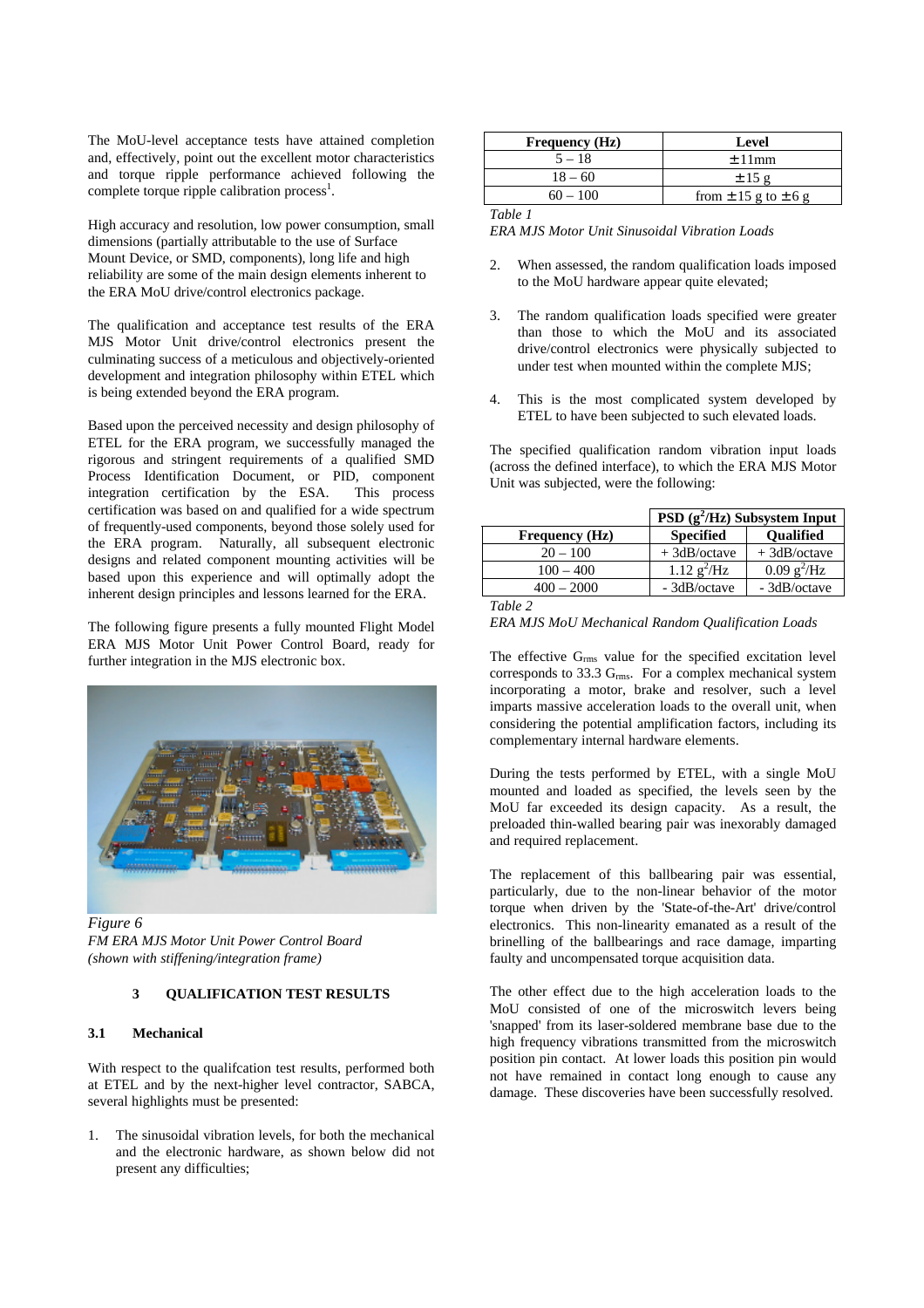The MoU-level acceptance tests have attained completion and, effectively, point out the excellent motor characteristics and torque ripple performance achieved following the complete torque ripple calibration process[1].

High accuracy and resolution, low power consumption, small dimensions (partially attributable to the use of Surface Mount Device, or SMD, components), long life and high reliability are some of the main design elements inherent to the ERA MoU drive/control electronics package.

The qualification and acceptance test results of the ERA MJS Motor Unit drive/control electronics present the culminating success of a meticulous and objectively-oriented development and integration philosophy within ETEL which is being extended beyond the ERA program.

Based upon the perceived necessity and design philosophy of ETEL for the ERA program, we successfully managed the rigorous and stringent requirements of a qualified SMD Process Identification Document, or PID, component integration certification by the ESA. This process certification was based on and qualified for a wide spectrum of frequently-used components, beyond those solely used for the ERA program. Naturally, all subsequent electronic designs and related component mounting activities will be based upon this experience and will optimally adopt the inherent design principles and lessons learned for the ERA.

The following figure presents a fully mounted Flight Model ERA MJS Motor Unit Power Control Board, ready for further integration in the MJS electronic box.

*Figure 6*
*FM ERA MJS Motor Unit Power Control Board (shown with stiffening/integration frame)*

## 3 QUALIFICATION TEST RESULTS

### 3.1 Mechanical

With respect to the qualifcation test results, performed both at ETEL and by the next-higher level contractor, SABCA, several highlights must be presented:

1. The sinusoidal vibration levels, for both the mechanical and the electronic hardware, as shown below did not present any difficulties;

| Frequency (Hz) | Level |
|---|---|
| 5 – 18 | ± 11mm |
| 18 – 60 | ± 15 g |
| 60 – 100 | from ± 15 g to ± 6 g |

*Table 1*
*ERA MJS Motor Unit Sinusoidal Vibration Loads*

2. When assessed, the random qualification loads imposed to the MoU hardware appear quite elevated;

3. The random qualification loads specified were greater than those to which the MoU and its associated drive/control electronics were physically subjected to under test when mounted within the complete MJS;

4. This is the most complicated system developed by ETEL to have been subjected to such elevated loads.

The specified qualification random vibration input loads (across the defined interface), to which the ERA MJS Motor Unit was subjected, were the following:

| | PSD ($g^2$/Hz) Subsystem Input | |
|---|---|---|
| Frequency (Hz) | Specified | Qualified |
| 20 – 100 | + 3dB/octave | + 3dB/octave |
| 100 – 400 | 1.12 $g^2$/Hz | 0.09 $g^2$/Hz |
| 400 – 2000 | - 3dB/octave | - 3dB/octave |

*Table 2*
*ERA MJS MoU Mechanical Random Qualification Loads*

The effective $G_{rms}$ value for the specified excitation level corresponds to 33.3 $G_{rms}$. For a complex mechanical system incorporating a motor, brake and resolver, such a level imparts massive acceleration loads to the overall unit, when considering the potential amplification factors, including its complementary internal hardware elements.

During the tests performed by ETEL, with a single MoU mounted and loaded as specified, the levels seen by the MoU far exceeded its design capacity. As a result, the preloaded thin-walled bearing pair was inexorably damaged and required replacement.

The replacement of this ballbearing pair was essential, particularly, due to the non-linear behavior of the motor torque when driven by the 'State-of-the-Art' drive/control electronics. This non-linearity emanated as a result of the brinelling of the ballbearings and race damage, imparting faulty and uncompensated torque acquisition data.

The other effect due to the high acceleration loads to the MoU consisted of one of the microswitch levers being 'snapped' from its laser-soldered membrane base due to the high frequency vibrations transmitted from the microswitch position pin contact. At lower loads this position pin would not have remained in contact long enough to cause any damage. These discoveries have been successfully resolved.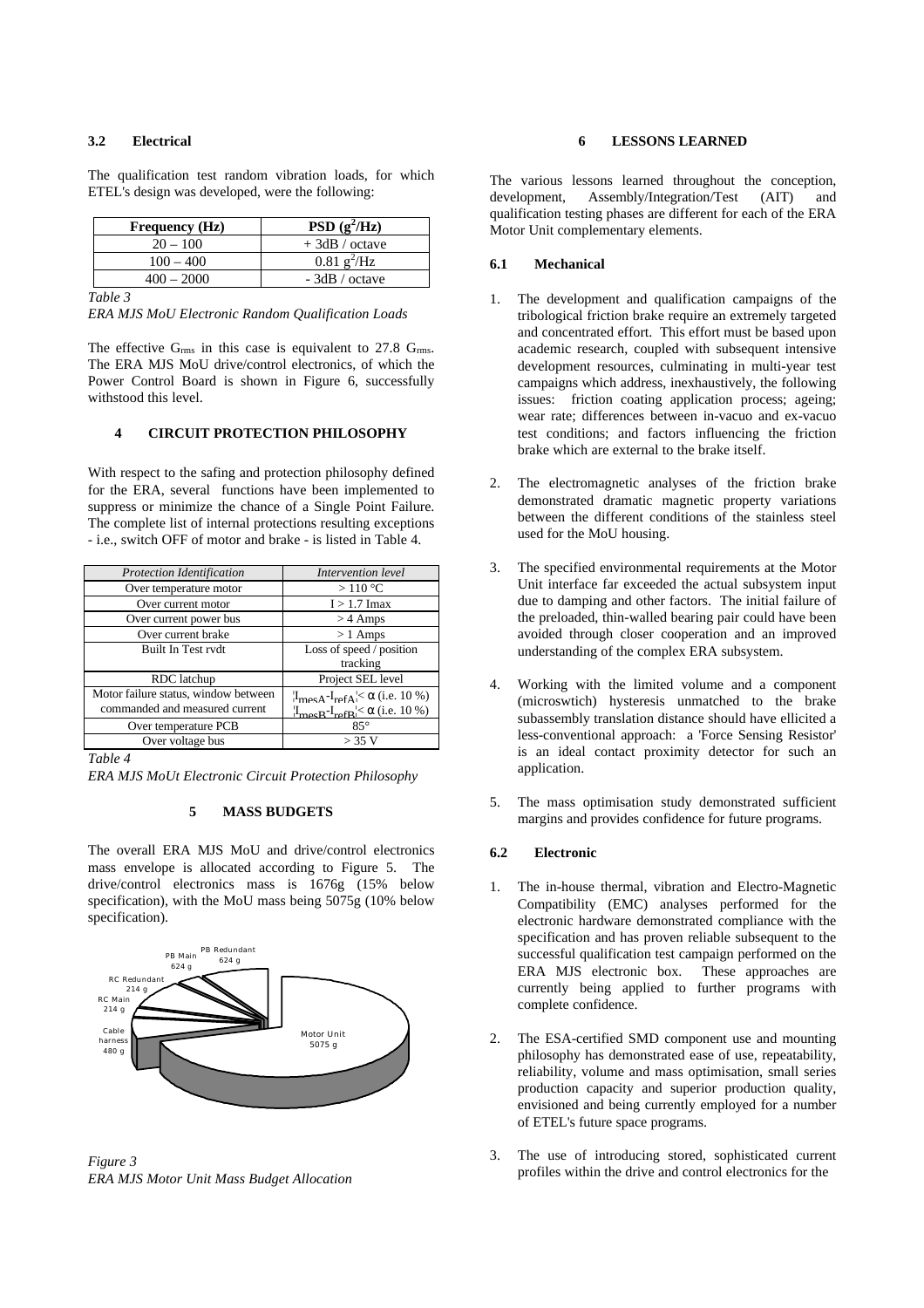### 3.2 Electrical

The qualification test random vibration loads, for which ETEL's design was developed, were the following:

| Frequency (Hz) | PSD ($g^2$/Hz) |
|---|---|
| 20 – 100 | + 3dB / octave |
| 100 – 400 | 0.81 $g^2$/Hz |
| 400 – 2000 | - 3dB / octave |

*Table 3*

*ERA MJS MoU Electronic Random Qualification Loads*

The effective $G_{rms}$ in this case is equivalent to 27.8 $G_{rms}$. The ERA MJS MoU drive/control electronics, of which the Power Control Board is shown in Figure 6, successfully withstood this level.

## 4 CIRCUIT PROTECTION PHILOSOPHY

With respect to the safing and protection philosophy defined for the ERA, several functions have been implemented to suppress or minimize the chance of a Single Point Failure. The complete list of internal protections resulting exceptions - i.e., switch OFF of motor and brake - is listed in Table 4.

| *Protection Identification* | *Intervention level* |
|---|---|
| Over temperature motor | > 110 °C |
| Over current motor | I > 1.7 Imax |
| Over current power bus | > 4 Amps |
| Over current brake | > 1 Amps |
| Built In Test rvdt | Loss of speed / position tracking |
| RDC latchup | Project SEL level |
| Motor failure status, window between commanded and measured current | $\lvert I_{mesA}-I_{refA}\rvert < \alpha$ (i.e. 10 %) $\lvert I_{mesB}-I_{refB}\rvert < \alpha$ (i.e. 10 %) |
| Over temperature PCB | 85° |
| Over voltage bus | > 35 V |

*Table 4*

*ERA MJS MoUt Electronic Circuit Protection Philosophy*

## 5 MASS BUDGETS

The overall ERA MJS MoU and drive/control electronics mass envelope is allocated according to Figure 5. The drive/control electronics mass is 1676g (15% below specification), with the MoU mass being 5075g (10% below specification).

*Figure 3*

*ERA MJS Motor Unit Mass Budget Allocation*

## 6 LESSONS LEARNED

The various lessons learned throughout the conception, development, Assembly/Integration/Test (AIT) and qualification testing phases are different for each of the ERA Motor Unit complementary elements.

### 6.1 Mechanical

1. The development and qualification campaigns of the tribological friction brake require an extremely targeted and concentrated effort. This effort must be based upon academic research, coupled with subsequent intensive development resources, culminating in multi-year test campaigns which address, inexhaustively, the following issues: friction coating application process; ageing; wear rate; differences between in-vacuo and ex-vacuo test conditions; and factors influencing the friction brake which are external to the brake itself.
2. The electromagnetic analyses of the friction brake demonstrated dramatic magnetic property variations between the different conditions of the stainless steel used for the MoU housing.
3. The specified environmental requirements at the Motor Unit interface far exceeded the actual subsystem input due to damping and other factors. The initial failure of the preloaded, thin-walled bearing pair could have been avoided through closer cooperation and an improved understanding of the complex ERA subsystem.
4. Working with the limited volume and a component (microswtich) hysteresis unmatched to the brake subassembly translation distance should have ellicited a less-conventional approach: a 'Force Sensing Resistor' is an ideal contact proximity detector for such an application.
5. The mass optimisation study demonstrated sufficient margins and provides confidence for future programs.

### 6.2 Electronic

1. The in-house thermal, vibration and Electro-Magnetic Compatibility (EMC) analyses performed for the electronic hardware demonstrated compliance with the specification and has proven reliable subsequent to the successful qualification test campaign performed on the ERA MJS electronic box. These approaches are currently being applied to further programs with complete confidence.
2. The ESA-certified SMD component use and mounting philosophy has demonstrated ease of use, repeatability, reliability, volume and mass optimisation, small series production capacity and superior production quality, envisioned and being currently employed for a number of ETEL's future space programs.
3. The use of introducing stored, sophisticated current profiles within the drive and control electronics for the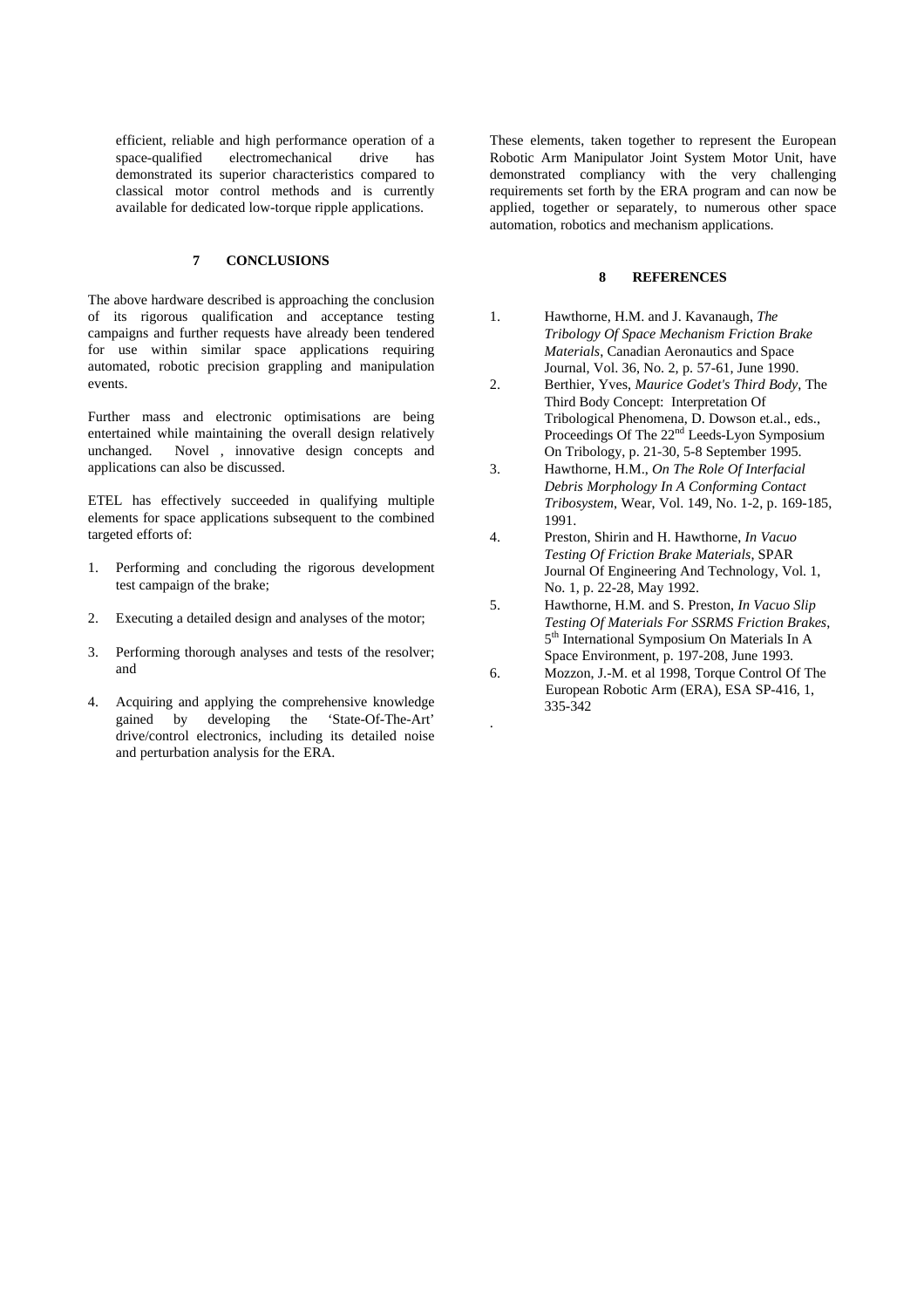efficient, reliable and high performance operation of a space-qualified electromechanical drive has demonstrated its superior characteristics compared to classical motor control methods and is currently available for dedicated low-torque ripple applications.

## 7 CONCLUSIONS

The above hardware described is approaching the conclusion of its rigorous qualification and acceptance testing campaigns and further requests have already been tendered for use within similar space applications requiring automated, robotic precision grappling and manipulation events.

Further mass and electronic optimisations are being entertained while maintaining the overall design relatively unchanged. Novel , innovative design concepts and applications can also be discussed.

ETEL has effectively succeeded in qualifying multiple elements for space applications subsequent to the combined targeted efforts of:

1. Performing and concluding the rigorous development test campaign of the brake;
2. Executing a detailed design and analyses of the motor;
3. Performing thorough analyses and tests of the resolver; and
4. Acquiring and applying the comprehensive knowledge gained by developing the 'State-Of-The-Art' drive/control electronics, including its detailed noise and perturbation analysis for the ERA.

These elements, taken together to represent the European Robotic Arm Manipulator Joint System Motor Unit, have demonstrated compliancy with the very challenging requirements set forth by the ERA program and can now be applied, together or separately, to numerous other space automation, robotics and mechanism applications.

## 8 REFERENCES

1. Hawthorne, H.M. and J. Kavanaugh, *The Tribology Of Space Mechanism Friction Brake Materials*, Canadian Aeronautics and Space Journal, Vol. 36, No. 2, p. 57-61, June 1990.
2. Berthier, Yves, *Maurice Godet's Third Body*, The Third Body Concept: Interpretation Of Tribological Phenomena, D. Dowson et.al., eds., Proceedings Of The 22nd Leeds-Lyon Symposium On Tribology, p. 21-30, 5-8 September 1995.
3. Hawthorne, H.M., *On The Role Of Interfacial Debris Morphology In A Conforming Contact Tribosystem*, Wear, Vol. 149, No. 1-2, p. 169-185, 1991.
4. Preston, Shirin and H. Hawthorne, *In Vacuo Testing Of Friction Brake Materials*, SPAR Journal Of Engineering And Technology, Vol. 1, No. 1, p. 22-28, May 1992.
5. Hawthorne, H.M. and S. Preston, *In Vacuo Slip Testing Of Materials For SSRMS Friction Brakes*, 5th International Symposium On Materials In A Space Environment, p. 197-208, June 1993.
6. Mozzon, J.-M. et al 1998, Torque Control Of The European Robotic Arm (ERA), ESA SP-416, 1, 335-342